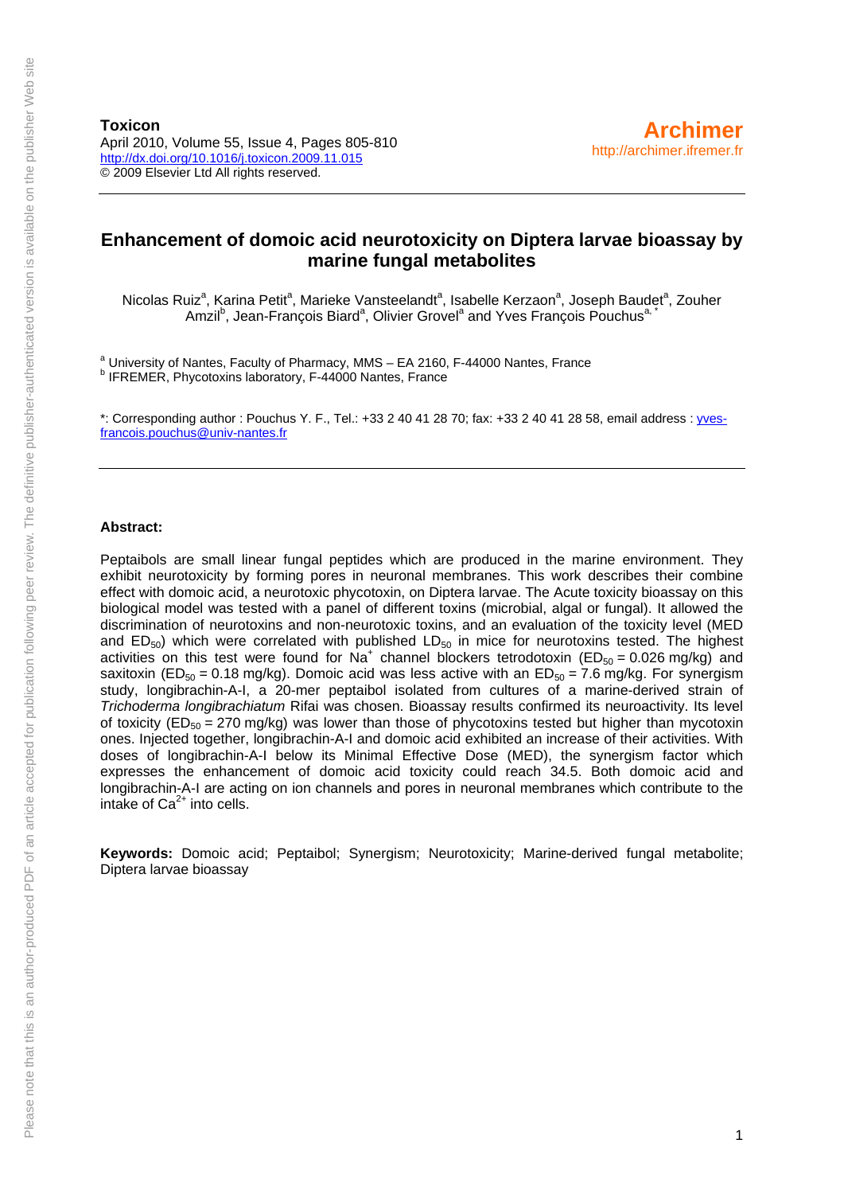**Toxicon**
April 2010, Volume 55, Issue 4, Pages 805-810
http://dx.doi.org/10.1016/j.toxicon.2009.11.015
© 2009 Elsevier Ltd All rights reserved.

**Archimer**
http://archimer.ifremer.fr

# Enhancement of domoic acid neurotoxicity on Diptera larvae bioassay by marine fungal metabolites

Nicolas Ruiz[a], Karina Petit[a], Marieke Vansteelandt[a], Isabelle Kerzaon[a], Joseph Baudet[a], Zouher Amzil[b], Jean-François Biard[a], Olivier Grovel[a] and Yves François Pouchus[a, *]

[a] University of Nantes, Faculty of Pharmacy, MMS – EA 2160, F-44000 Nantes, France
[b] IFREMER, Phycotoxins laboratory, F-44000 Nantes, France

*: Corresponding author : Pouchus Y. F., Tel.: +33 2 40 41 28 70; fax: +33 2 40 41 28 58, email address : yves-francois.pouchus@univ-nantes.fr

**Abstract:**

Peptaibols are small linear fungal peptides which are produced in the marine environment. They exhibit neurotoxicity by forming pores in neuronal membranes. This work describes their combine effect with domoic acid, a neurotoxic phycotoxin, on Diptera larvae. The Acute toxicity bioassay on this biological model was tested with a panel of different toxins (microbial, algal or fungal). It allowed the discrimination of neurotoxins and non-neurotoxic toxins, and an evaluation of the toxicity level (MED and $ED_{50}$) which were correlated with published $LD_{50}$ in mice for neurotoxins tested. The highest activities on this test were found for $Na^{+}$ channel blockers tetrodotoxin ($ED_{50} = 0.026$ mg/kg) and saxitoxin ($ED_{50} = 0.18$ mg/kg). Domoic acid was less active with an $ED_{50} = 7.6$ mg/kg. For synergism study, longibrachin-A-I, a 20-mer peptaibol isolated from cultures of a marine-derived strain of *Trichoderma longibrachiatum* Rifai was chosen. Bioassay results confirmed its neuroactivity. Its level of toxicity ($ED_{50} = 270$ mg/kg) was lower than those of phycotoxins tested but higher than mycotoxin ones. Injected together, longibrachin-A-I and domoic acid exhibited an increase of their activities. With doses of longibrachin-A-I below its Minimal Effective Dose (MED), the synergism factor which expresses the enhancement of domoic acid toxicity could reach 34.5. Both domoic acid and longibrachin-A-I are acting on ion channels and pores in neuronal membranes which contribute to the intake of $Ca^{2+}$ into cells.

**Keywords:** Domoic acid; Peptaibol; Synergism; Neurotoxicity; Marine-derived fungal metabolite; Diptera larvae bioassay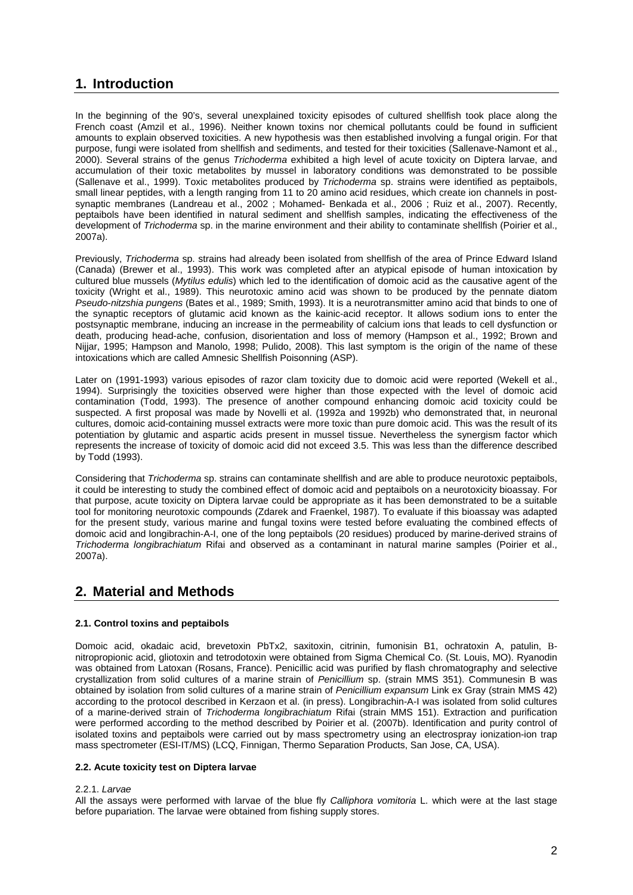## 1. Introduction

In the beginning of the 90's, several unexplained toxicity episodes of cultured shellfish took place along the French coast (Amzil et al., 1996). Neither known toxins nor chemical pollutants could be found in sufficient amounts to explain observed toxicities. A new hypothesis was then established involving a fungal origin. For that purpose, fungi were isolated from shellfish and sediments, and tested for their toxicities (Sallenave-Namont et al., 2000). Several strains of the genus *Trichoderma* exhibited a high level of acute toxicity on Diptera larvae, and accumulation of their toxic metabolites by mussel in laboratory conditions was demonstrated to be possible (Sallenave et al., 1999). Toxic metabolites produced by *Trichoderma* sp. strains were identified as peptaibols, small linear peptides, with a length ranging from 11 to 20 amino acid residues, which create ion channels in post-synaptic membranes (Landreau et al., 2002 ; Mohamed- Benkada et al., 2006 ; Ruiz et al., 2007). Recently, peptaibols have been identified in natural sediment and shellfish samples, indicating the effectiveness of the development of *Trichoderma* sp. in the marine environment and their ability to contaminate shellfish (Poirier et al., 2007a).

Previously, *Trichoderma* sp. strains had already been isolated from shellfish of the area of Prince Edward Island (Canada) (Brewer et al., 1993). This work was completed after an atypical episode of human intoxication by cultured blue mussels (*Mytilus edulis*) which led to the identification of domoic acid as the causative agent of the toxicity (Wright et al., 1989). This neurotoxic amino acid was shown to be produced by the pennate diatom *Pseudo-nitzshia pungens* (Bates et al., 1989; Smith, 1993). It is a neurotransmitter amino acid that binds to one of the synaptic receptors of glutamic acid known as the kainic-acid receptor. It allows sodium ions to enter the postsynaptic membrane, inducing an increase in the permeability of calcium ions that leads to cell dysfunction or death, producing head-ache, confusion, disorientation and loss of memory (Hampson et al., 1992; Brown and Nijjar, 1995; Hampson and Manolo, 1998; Pulido, 2008). This last symptom is the origin of the name of these intoxications which are called Amnesic Shellfish Poisonning (ASP).

Later on (1991-1993) various episodes of razor clam toxicity due to domoic acid were reported (Wekell et al., 1994). Surprisingly the toxicities observed were higher than those expected with the level of domoic acid contamination (Todd, 1993). The presence of another compound enhancing domoic acid toxicity could be suspected. A first proposal was made by Novelli et al. (1992a and 1992b) who demonstrated that, in neuronal cultures, domoic acid-containing mussel extracts were more toxic than pure domoic acid. This was the result of its potentiation by glutamic and aspartic acids present in mussel tissue. Nevertheless the synergism factor which represents the increase of toxicity of domoic acid did not exceed 3.5. This was less than the difference described by Todd (1993).

Considering that *Trichoderma* sp. strains can contaminate shellfish and are able to produce neurotoxic peptaibols, it could be interesting to study the combined effect of domoic acid and peptaibols on a neurotoxicity bioassay. For that purpose, acute toxicity on Diptera larvae could be appropriate as it has been demonstrated to be a suitable tool for monitoring neurotoxic compounds (Zdarek and Fraenkel, 1987). To evaluate if this bioassay was adapted for the present study, various marine and fungal toxins were tested before evaluating the combined effects of domoic acid and longibrachin-A-I, one of the long peptaibols (20 residues) produced by marine-derived strains of *Trichoderma longibrachiatum* Rifai and observed as a contaminant in natural marine samples (Poirier et al., 2007a).

## 2. Material and Methods

### 2.1. Control toxins and peptaibols

Domoic acid, okadaic acid, brevetoxin PbTx2, saxitoxin, citrinin, fumonisin B1, ochratoxin A, patulin, B-nitropropionic acid, gliotoxin and tetrodotoxin were obtained from Sigma Chemical Co. (St. Louis, MO). Ryanodin was obtained from Latoxan (Rosans, France). Penicillic acid was purified by flash chromatography and selective crystallization from solid cultures of a marine strain of *Penicillium* sp. (strain MMS 351). Communesin B was obtained by isolation from solid cultures of a marine strain of *Penicillium expansum* Link ex Gray (strain MMS 42) according to the protocol described in Kerzaon et al. (in press). Longibrachin-A-I was isolated from solid cultures of a marine-derived strain of *Trichoderma longibrachiatum* Rifai (strain MMS 151). Extraction and purification were performed according to the method described by Poirier et al. (2007b). Identification and purity control of isolated toxins and peptaibols were carried out by mass spectrometry using an electrospray ionization-ion trap mass spectrometer (ESI-IT/MS) (LCQ, Finnigan, Thermo Separation Products, San Jose, CA, USA).

### 2.2. Acute toxicity test on Diptera larvae

2.2.1. *Larvae*

All the assays were performed with larvae of the blue fly *Calliphora vomitoria* L. which were at the last stage before pupariation. The larvae were obtained from fishing supply stores.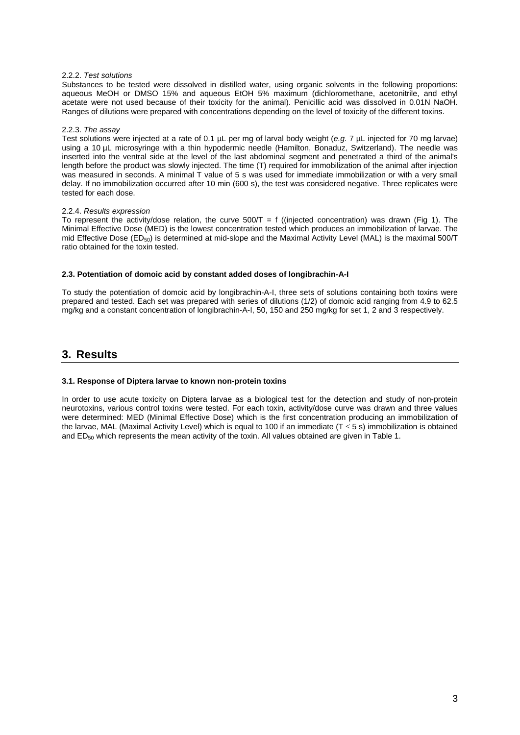#### 2.2.2. *Test solutions*

Substances to be tested were dissolved in distilled water, using organic solvents in the following proportions: aqueous MeOH or DMSO 15% and aqueous EtOH 5% maximum (dichloromethane, acetonitrile, and ethyl acetate were not used because of their toxicity for the animal). Penicillic acid was dissolved in 0.01N NaOH. Ranges of dilutions were prepared with concentrations depending on the level of toxicity of the different toxins.

#### 2.2.3. *The assay*

Test solutions were injected at a rate of 0.1 µL per mg of larval body weight (*e.g.* 7 µL injected for 70 mg larvae) using a 10 µL microsyringe with a thin hypodermic needle (Hamilton, Bonaduz, Switzerland). The needle was inserted into the ventral side at the level of the last abdominal segment and penetrated a third of the animal's length before the product was slowly injected. The time (T) required for immobilization of the animal after injection was measured in seconds. A minimal T value of 5 s was used for immediate immobilization or with a very small delay. If no immobilization occurred after 10 min (600 s), the test was considered negative. Three replicates were tested for each dose.

#### 2.2.4. *Results expression*

To represent the activity/dose relation, the curve $500/T = f$ ((injected concentration) was drawn (Fig 1). The Minimal Effective Dose (MED) is the lowest concentration tested which produces an immobilization of larvae. The mid Effective Dose ($ED_{50}$) is determined at mid-slope and the Maximal Activity Level (MAL) is the maximal 500/T ratio obtained for the toxin tested.

### 2.3. Potentiation of domoic acid by constant added doses of longibrachin-A-I

To study the potentiation of domoic acid by longibrachin-A-I, three sets of solutions containing both toxins were prepared and tested. Each set was prepared with series of dilutions (1/2) of domoic acid ranging from 4.9 to 62.5 mg/kg and a constant concentration of longibrachin-A-I, 50, 150 and 250 mg/kg for set 1, 2 and 3 respectively.

## 3. Results

### 3.1. Response of Diptera larvae to known non-protein toxins

In order to use acute toxicity on Diptera larvae as a biological test for the detection and study of non-protein neurotoxins, various control toxins were tested. For each toxin, activity/dose curve was drawn and three values were determined: MED (Minimal Effective Dose) which is the first concentration producing an immobilization of the larvae, MAL (Maximal Activity Level) which is equal to 100 if an immediate ($T \leq 5$ s) immobilization is obtained and $ED_{50}$ which represents the mean activity of the toxin. All values obtained are given in Table 1.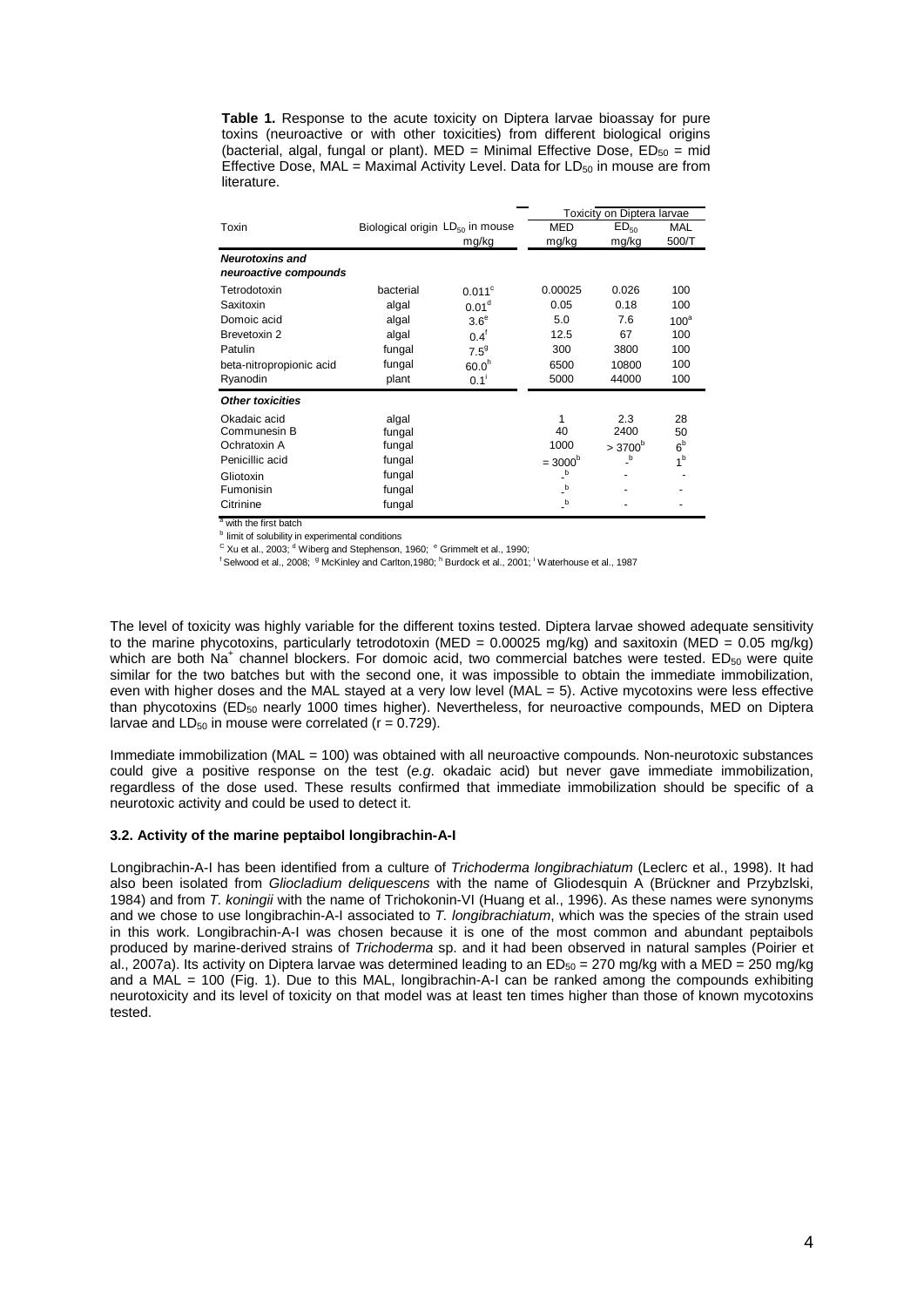**Table 1.** Response to the acute toxicity on Diptera larvae bioassay for pure toxins (neuroactive or with other toxicities) from different biological origins (bacterial, algal, fungal or plant). MED = Minimal Effective Dose, $ED_{50}$ = mid Effective Dose, MAL = Maximal Activity Level. Data for $LD_{50}$ in mouse are from literature.

| Toxin | Biological origin | $LD_{50}$ in mouse | Toxicity on Diptera larvae | | |
|---|---|---|---|---|---|
| | | mg/kg | MED mg/kg | $ED_{50}$ mg/kg | MAL 500/T |
| ***Neurotoxins and neuroactive compounds*** | | | | | |
| Tetrodotoxin | bacterial | 0.011[c] | 0.00025 | 0.026 | 100 |
| Saxitoxin | algal | 0.01[d] | 0.05 | 0.18 | 100 |
| Domoic acid | algal | 3.6[e] | 5.0 | 7.6 | 100[a] |
| Brevetoxin 2 | algal | 0.4[f] | 12.5 | 67 | 100 |
| Patulin | fungal | 7.5[g] | 300 | 3800 | 100 |
| beta-nitropropionic acid | fungal | 60.0[h] | 6500 | 10800 | 100 |
| Ryanodin | plant | 0.1[i] | 5000 | 44000 | 100 |
| ***Other toxicities*** | | | | | |
| Okadaic acid | algal | | 1 | 2.3 | 28 |
| Communesin B | fungal | | 40 | 2400 | 50 |
| Ochratoxin A | fungal | | 1000 | > 3700[b] | 6[b] |
| Penicillic acid | fungal | | = 3000[b] | -[b] | 1[b] |
| Gliotoxin | fungal | | -[b] | - | - |
| Fumonisin | fungal | | -[b] | - | - |
| Citrinine | fungal | | -[b] | - | - |

[a] with the first batch
[b] limit of solubility in experimental conditions
[c] Xu et al., 2003; [d] Wiberg and Stephenson, 1960; [e] Grimmelt et al., 1990;
[f] Selwood et al., 2008; [g] McKinley and Carlton,1980; [h] Burdock et al., 2001; [i] Waterhouse et al., 1987

The level of toxicity was highly variable for the different toxins tested. Diptera larvae showed adequate sensitivity to the marine phycotoxins, particularly tetrodotoxin (MED = 0.00025 mg/kg) and saxitoxin (MED = 0.05 mg/kg) which are both $Na^+$ channel blockers. For domoic acid, two commercial batches were tested. $ED_{50}$ were quite similar for the two batches but with the second one, it was impossible to obtain the immediate immobilization, even with higher doses and the MAL stayed at a very low level (MAL = 5). Active mycotoxins were less effective than phycotoxins ($ED_{50}$ nearly 1000 times higher). Nevertheless, for neuroactive compounds, MED on Diptera larvae and $LD_{50}$ in mouse were correlated ($r = 0.729$).

Immediate immobilization (MAL = 100) was obtained with all neuroactive compounds. Non-neurotoxic substances could give a positive response on the test (*e.g*. okadaic acid) but never gave immediate immobilization, regardless of the dose used. These results confirmed that immediate immobilization should be specific of a neurotoxic activity and could be used to detect it.

### 3.2. Activity of the marine peptaibol longibrachin-A-I

Longibrachin-A-I has been identified from a culture of *Trichoderma longibrachiatum* (Leclerc et al., 1998). It had also been isolated from *Gliocladium deliquescens* with the name of Gliodesquin A (Brückner and Przybzlski, 1984) and from *T. koningii* with the name of Trichokonin-VI (Huang et al., 1996). As these names were synonyms and we chose to use longibrachin-A-I associated to *T. longibrachiatum*, which was the species of the strain used in this work. Longibrachin-A-I was chosen because it is one of the most common and abundant peptaibols produced by marine-derived strains of *Trichoderma* sp. and it had been observed in natural samples (Poirier et al., 2007a). Its activity on Diptera larvae was determined leading to an $ED_{50}$ = 270 mg/kg with a MED = 250 mg/kg and a MAL = 100 (Fig. 1). Due to this MAL, longibrachin-A-I can be ranked among the compounds exhibiting neurotoxicity and its level of toxicity on that model was at least ten times higher than those of known mycotoxins tested.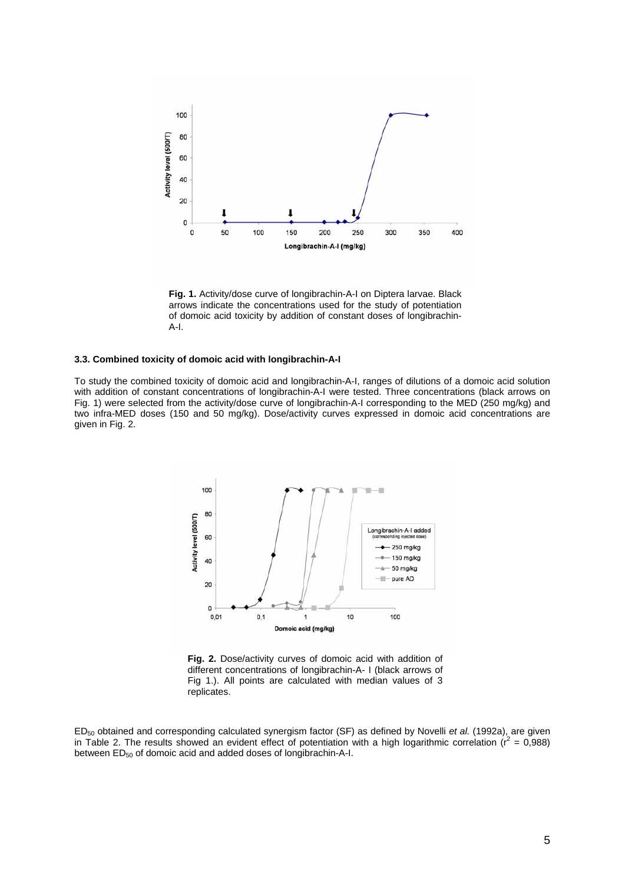**Fig. 1.** Activity/dose curve of longibrachin-A-I on Diptera larvae. Black arrows indicate the concentrations used for the study of potentiation of domoic acid toxicity by addition of constant doses of longibrachin-A-I.

### 3.3. Combined toxicity of domoic acid with longibrachin-A-I

To study the combined toxicity of domoic acid and longibrachin-A-I, ranges of dilutions of a domoic acid solution with addition of constant concentrations of longibrachin-A-I were tested. Three concentrations (black arrows on Fig. 1) were selected from the activity/dose curve of longibrachin-A-I corresponding to the MED (250 mg/kg) and two infra-MED doses (150 and 50 mg/kg). Dose/activity curves expressed in domoic acid concentrations are given in Fig. 2.

**Fig. 2.** Dose/activity curves of domoic acid with addition of different concentrations of longibrachin-A- I (black arrows of Fig 1.). All points are calculated with median values of 3 replicates.

$ED_{50}$ obtained and corresponding calculated synergism factor (SF) as defined by Novelli *et al.* (1992a), are given in Table 2. The results showed an evident effect of potentiation with a high logarithmic correlation ($r^2$ = 0,988) between $ED_{50}$ of domoic acid and added doses of longibrachin-A-I.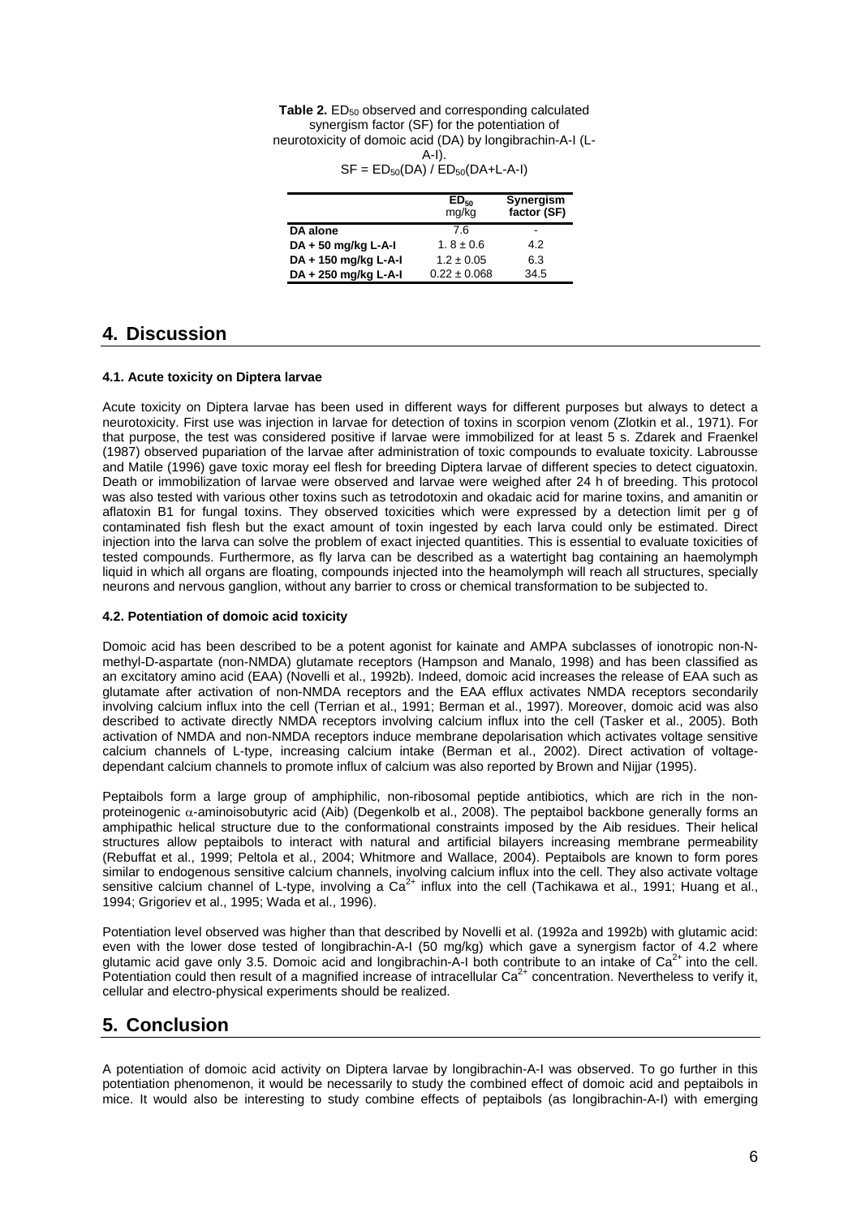**Table 2.** $ED_{50}$ observed and corresponding calculated synergism factor (SF) for the potentiation of neurotoxicity of domoic acid (DA) by longibrachin-A-I (L-A-I).
$SF = ED_{50}(DA) / ED_{50}(DA+L\text{-}A\text{-}I)$

| | $ED_{50}$ mg/kg | Synergism factor (SF) |
|---|---|---|
| **DA alone** | 7.6 | - |
| **DA + 50 mg/kg L-A-I** | 1. 8 ± 0.6 | 4.2 |
| **DA + 150 mg/kg L-A-I** | 1.2 ± 0.05 | 6.3 |
| **DA + 250 mg/kg L-A-I** | 0.22 ± 0.068 | 34.5 |

# 4. Discussion

### 4.1. Acute toxicity on Diptera larvae

Acute toxicity on Diptera larvae has been used in different ways for different purposes but always to detect a neurotoxicity. First use was injection in larvae for detection of toxins in scorpion venom (Zlotkin et al., 1971). For that purpose, the test was considered positive if larvae were immobilized for at least 5 s. Zdarek and Fraenkel (1987) observed pupariation of the larvae after administration of toxic compounds to evaluate toxicity. Labrousse and Matile (1996) gave toxic moray eel flesh for breeding Diptera larvae of different species to detect ciguatoxin. Death or immobilization of larvae were observed and larvae were weighed after 24 h of breeding. This protocol was also tested with various other toxins such as tetrodotoxin and okadaic acid for marine toxins, and amanitin or aflatoxin B1 for fungal toxins. They observed toxicities which were expressed by a detection limit per g of contaminated fish flesh but the exact amount of toxin ingested by each larva could only be estimated. Direct injection into the larva can solve the problem of exact injected quantities. This is essential to evaluate toxicities of tested compounds. Furthermore, as fly larva can be described as a watertight bag containing an haemolymph liquid in which all organs are floating, compounds injected into the heamolymph will reach all structures, specially neurons and nervous ganglion, without any barrier to cross or chemical transformation to be subjected to.

### 4.2. Potentiation of domoic acid toxicity

Domoic acid has been described to be a potent agonist for kainate and AMPA subclasses of ionotropic non-N-methyl-D-aspartate (non-NMDA) glutamate receptors (Hampson and Manalo, 1998) and has been classified as an excitatory amino acid (EAA) (Novelli et al., 1992b). Indeed, domoic acid increases the release of EAA such as glutamate after activation of non-NMDA receptors and the EAA efflux activates NMDA receptors secondarily involving calcium influx into the cell (Terrian et al., 1991; Berman et al., 1997). Moreover, domoic acid was also described to activate directly NMDA receptors involving calcium influx into the cell (Tasker et al., 2005). Both activation of NMDA and non-NMDA receptors induce membrane depolarisation which activates voltage sensitive calcium channels of L-type, increasing calcium intake (Berman et al., 2002). Direct activation of voltage-dependant calcium channels to promote influx of calcium was also reported by Brown and Nijjar (1995).

Peptaibols form a large group of amphiphilic, non-ribosomal peptide antibiotics, which are rich in the non-proteinogenic $\alpha$-aminoisobutyric acid (Aib) (Degenkolb et al., 2008). The peptaibol backbone generally forms an amphipathic helical structure due to the conformational constraints imposed by the Aib residues. Their helical structures allow peptaibols to interact with natural and artificial bilayers increasing membrane permeability (Rebuffat et al., 1999; Peltola et al., 2004; Whitmore and Wallace, 2004). Peptaibols are known to form pores similar to endogenous sensitive calcium channels, involving calcium influx into the cell. They also activate voltage sensitive calcium channel of L-type, involving a $Ca^{2+}$ influx into the cell (Tachikawa et al., 1991; Huang et al., 1994; Grigoriev et al., 1995; Wada et al., 1996).

Potentiation level observed was higher than that described by Novelli et al. (1992a and 1992b) with glutamic acid: even with the lower dose tested of longibrachin-A-I (50 mg/kg) which gave a synergism factor of 4.2 where glutamic acid gave only 3.5. Domoic acid and longibrachin-A-I both contribute to an intake of $Ca^{2+}$ into the cell. Potentiation could then result of a magnified increase of intracellular $Ca^{2+}$ concentration. Nevertheless to verify it, cellular and electro-physical experiments should be realized.

# 5. Conclusion

A potentiation of domoic acid activity on Diptera larvae by longibrachin-A-I was observed. To go further in this potentiation phenomenon, it would be necessarily to study the combined effect of domoic acid and peptaibols in mice. It would also be interesting to study combine effects of peptaibols (as longibrachin-A-I) with emerging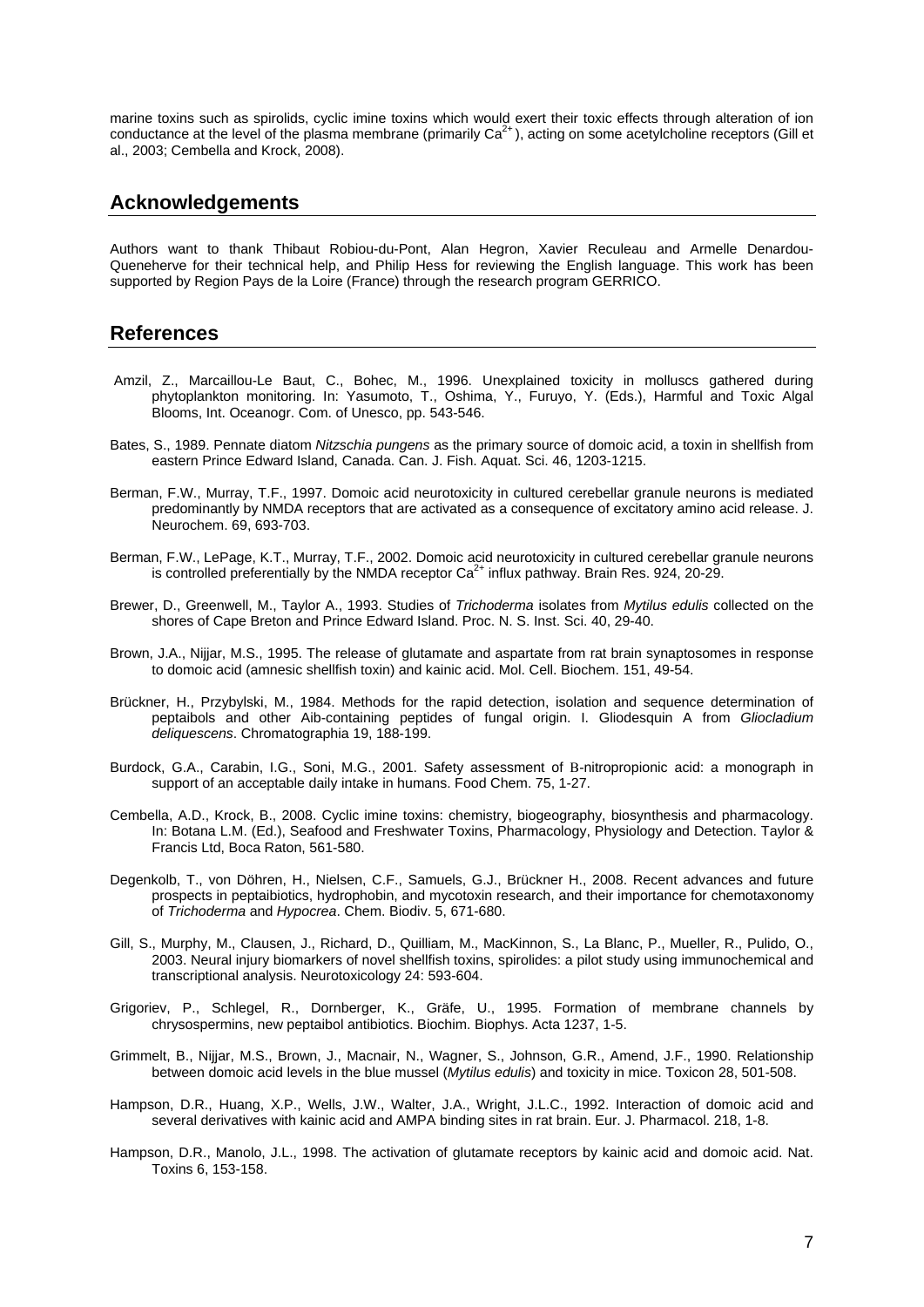marine toxins such as spirolids, cyclic imine toxins which would exert their toxic effects through alteration of ion conductance at the level of the plasma membrane (primarily $Ca^{2+}$), acting on some acetylcholine receptors (Gill et al., 2003; Cembella and Krock, 2008).

## Acknowledgements

Authors want to thank Thibaut Robiou-du-Pont, Alan Hegron, Xavier Reculeau and Armelle Denardou-Queneherve for their technical help, and Philip Hess for reviewing the English language. This work has been supported by Region Pays de la Loire (France) through the research program GERRICO.

## References

Amzil, Z., Marcaillou-Le Baut, C., Bohec, M., 1996. Unexplained toxicity in molluscs gathered during phytoplankton monitoring. In: Yasumoto, T., Oshima, Y., Furuyo, Y. (Eds.), Harmful and Toxic Algal Blooms, Int. Oceanogr. Com. of Unesco, pp. 543-546.

Bates, S., 1989. Pennate diatom *Nitzschia pungens* as the primary source of domoic acid, a toxin in shellfish from eastern Prince Edward Island, Canada. Can. J. Fish. Aquat. Sci. 46, 1203-1215.

Berman, F.W., Murray, T.F., 1997. Domoic acid neurotoxicity in cultured cerebellar granule neurons is mediated predominantly by NMDA receptors that are activated as a consequence of excitatory amino acid release. J. Neurochem. 69, 693-703.

Berman, F.W., LePage, K.T., Murray, T.F., 2002. Domoic acid neurotoxicity in cultured cerebellar granule neurons is controlled preferentially by the NMDA receptor $Ca^{2+}$ influx pathway. Brain Res. 924, 20-29.

Brewer, D., Greenwell, M., Taylor A., 1993. Studies of *Trichoderma* isolates from *Mytilus edulis* collected on the shores of Cape Breton and Prince Edward Island. Proc. N. S. Inst. Sci. 40, 29-40.

Brown, J.A., Nijjar, M.S., 1995. The release of glutamate and aspartate from rat brain synaptosomes in response to domoic acid (amnesic shellfish toxin) and kainic acid. Mol. Cell. Biochem. 151, 49-54.

Brückner, H., Przybylski, M., 1984. Methods for the rapid detection, isolation and sequence determination of peptaibols and other Aib-containing peptides of fungal origin. I. Gliodesquin A from *Gliocladium deliquescens*. Chromatographia 19, 188-199.

Burdock, G.A., Carabin, I.G., Soni, M.G., 2001. Safety assessment of B-nitropropionic acid: a monograph in support of an acceptable daily intake in humans. Food Chem. 75, 1-27.

Cembella, A.D., Krock, B., 2008. Cyclic imine toxins: chemistry, biogeography, biosynthesis and pharmacology. In: Botana L.M. (Ed.), Seafood and Freshwater Toxins, Pharmacology, Physiology and Detection. Taylor & Francis Ltd, Boca Raton, 561-580.

Degenkolb, T., von Döhren, H., Nielsen, C.F., Samuels, G.J., Brückner H., 2008. Recent advances and future prospects in peptaibiotics, hydrophobin, and mycotoxin research, and their importance for chemotaxonomy of *Trichoderma* and *Hypocrea*. Chem. Biodiv. 5, 671-680.

Gill, S., Murphy, M., Clausen, J., Richard, D., Quilliam, M., MacKinnon, S., La Blanc, P., Mueller, R., Pulido, O., 2003. Neural injury biomarkers of novel shellfish toxins, spirolides: a pilot study using immunochemical and transcriptional analysis. Neurotoxicology 24: 593-604.

Grigoriev, P., Schlegel, R., Dornberger, K., Gräfe, U., 1995. Formation of membrane channels by chrysospermins, new peptaibol antibiotics. Biochim. Biophys. Acta 1237, 1-5.

Grimmelt, B., Nijjar, M.S., Brown, J., Macnair, N., Wagner, S., Johnson, G.R., Amend, J.F., 1990. Relationship between domoic acid levels in the blue mussel (*Mytilus edulis*) and toxicity in mice. Toxicon 28, 501-508.

Hampson, D.R., Huang, X.P., Wells, J.W., Walter, J.A., Wright, J.L.C., 1992. Interaction of domoic acid and several derivatives with kainic acid and AMPA binding sites in rat brain. Eur. J. Pharmacol. 218, 1-8.

Hampson, D.R., Manolo, J.L., 1998. The activation of glutamate receptors by kainic acid and domoic acid. Nat. Toxins 6, 153-158.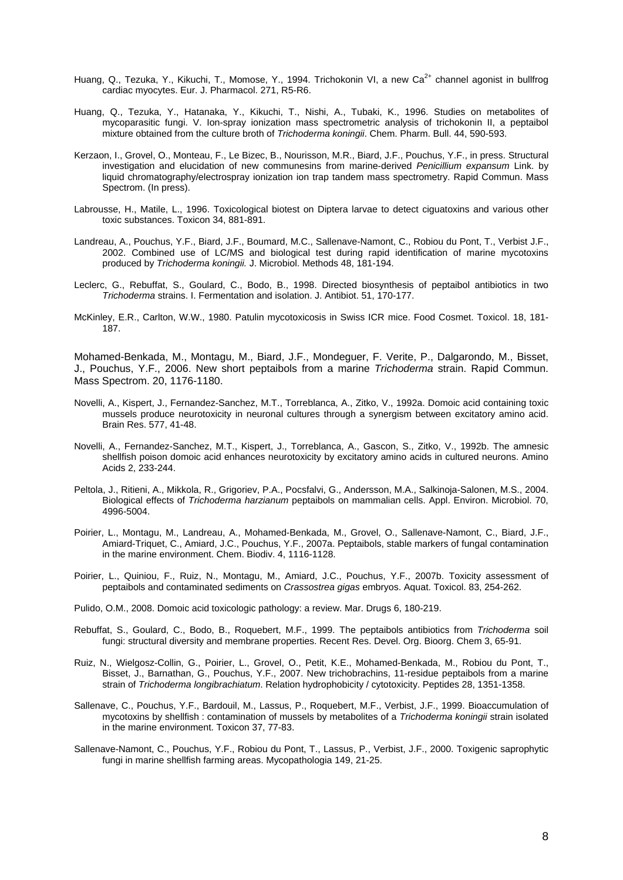Huang, Q., Tezuka, Y., Kikuchi, T., Momose, Y., 1994. Trichokonin VI, a new $Ca^{2+}$ channel agonist in bullfrog cardiac myocytes. Eur. J. Pharmacol. 271, R5-R6.

Huang, Q., Tezuka, Y., Hatanaka, Y., Kikuchi, T., Nishi, A., Tubaki, K., 1996. Studies on metabolites of mycoparasitic fungi. V. Ion-spray ionization mass spectrometric analysis of trichokonin II, a peptaibol mixture obtained from the culture broth of *Trichoderma koningii*. Chem. Pharm. Bull. 44, 590-593.

Kerzaon, I., Grovel, O., Monteau, F., Le Bizec, B., Nourisson, M.R., Biard, J.F., Pouchus, Y.F., in press. Structural investigation and elucidation of new communesins from marine-derived *Penicillium expansum* Link. by liquid chromatography/electrospray ionization ion trap tandem mass spectrometry. Rapid Commun. Mass Spectrom. (In press).

Labrousse, H., Matile, L., 1996. Toxicological biotest on Diptera larvae to detect ciguatoxins and various other toxic substances. Toxicon 34, 881-891.

Landreau, A., Pouchus, Y.F., Biard, J.F., Boumard, M.C., Sallenave-Namont, C., Robiou du Pont, T., Verbist J.F., 2002. Combined use of LC/MS and biological test during rapid identification of marine mycotoxins produced by *Trichoderma koningii.* J. Microbiol. Methods 48, 181-194.

Leclerc, G., Rebuffat, S., Goulard, C., Bodo, B., 1998. Directed biosynthesis of peptaibol antibiotics in two *Trichoderma* strains. I. Fermentation and isolation. J. Antibiot. 51, 170-177.

McKinley, E.R., Carlton, W.W., 1980. Patulin mycotoxicosis in Swiss ICR mice. Food Cosmet. Toxicol. 18, 181-187.

Mohamed-Benkada, M., Montagu, M., Biard, J.F., Mondeguer, F. Verite, P., Dalgarondo, M., Bisset, J., Pouchus, Y.F., 2006. New short peptaibols from a marine *Trichoderma* strain. Rapid Commun. Mass Spectrom. 20, 1176-1180.

Novelli, A., Kispert, J., Fernandez-Sanchez, M.T., Torreblanca, A., Zitko, V., 1992a. Domoic acid containing toxic mussels produce neurotoxicity in neuronal cultures through a synergism between excitatory amino acid. Brain Res. 577, 41-48.

Novelli, A., Fernandez-Sanchez, M.T., Kispert, J., Torreblanca, A., Gascon, S., Zitko, V., 1992b. The amnesic shellfish poison domoic acid enhances neurotoxicity by excitatory amino acids in cultured neurons. Amino Acids 2, 233-244.

Peltola, J., Ritieni, A., Mikkola, R., Grigoriev, P.A., Pocsfalvi, G., Andersson, M.A., Salkinoja-Salonen, M.S., 2004. Biological effects of *Trichoderma harzianum* peptaibols on mammalian cells. Appl. Environ. Microbiol. 70, 4996-5004.

Poirier, L., Montagu, M., Landreau, A., Mohamed-Benkada, M., Grovel, O., Sallenave-Namont, C., Biard, J.F., Amiard-Triquet, C., Amiard, J.C., Pouchus, Y.F., 2007a. Peptaibols, stable markers of fungal contamination in the marine environment. Chem. Biodiv. 4, 1116-1128.

Poirier, L., Quiniou, F., Ruiz, N., Montagu, M., Amiard, J.C., Pouchus, Y.F., 2007b. Toxicity assessment of peptaibols and contaminated sediments on *Crassostrea gigas* embryos. Aquat. Toxicol. 83, 254-262.

Pulido, O.M., 2008. Domoic acid toxicologic pathology: a review. Mar. Drugs 6, 180-219.

Rebuffat, S., Goulard, C., Bodo, B., Roquebert, M.F., 1999. The peptaibols antibiotics from *Trichoderma* soil fungi: structural diversity and membrane properties. Recent Res. Devel. Org. Bioorg. Chem 3, 65-91.

Ruiz, N., Wielgosz-Collin, G., Poirier, L., Grovel, O., Petit, K.E., Mohamed-Benkada, M., Robiou du Pont, T., Bisset, J., Barnathan, G., Pouchus, Y.F., 2007. New trichobrachins, 11-residue peptaibols from a marine strain of *Trichoderma longibrachiatum*. Relation hydrophobicity / cytotoxicity. Peptides 28, 1351-1358.

Sallenave, C., Pouchus, Y.F., Bardouil, M., Lassus, P., Roquebert, M.F., Verbist, J.F., 1999. Bioaccumulation of mycotoxins by shellfish : contamination of mussels by metabolites of a *Trichoderma koningii* strain isolated in the marine environment. Toxicon 37, 77-83.

Sallenave-Namont, C., Pouchus, Y.F., Robiou du Pont, T., Lassus, P., Verbist, J.F., 2000. Toxigenic saprophytic fungi in marine shellfish farming areas. Mycopathologia 149, 21-25.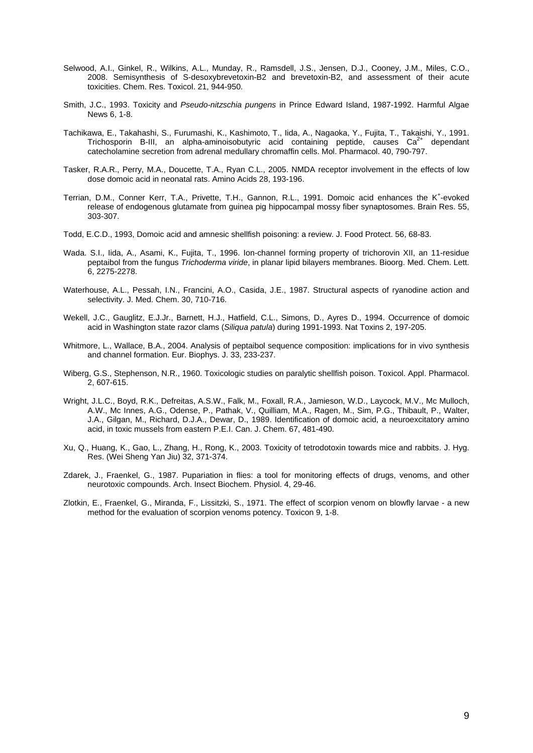Selwood, A.I., Ginkel, R., Wilkins, A.L., Munday, R., Ramsdell, J.S., Jensen, D.J., Cooney, J.M., Miles, C.O., 2008. Semisynthesis of S-desoxybrevetoxin-B2 and brevetoxin-B2, and assessment of their acute toxicities. Chem. Res. Toxicol. 21, 944-950.

Smith, J.C., 1993. Toxicity and *Pseudo-nitzschia pungens* in Prince Edward Island, 1987-1992. Harmful Algae News 6, 1-8.

Tachikawa, E., Takahashi, S., Furumashi, K., Kashimoto, T., Iida, A., Nagaoka, Y., Fujita, T., Takaishi, Y., 1991. Trichosporin B-III, an alpha-aminoisobutyric acid containing peptide, causes $Ca^{2+}$ dependant catecholamine secretion from adrenal medullary chromaffin cells. Mol. Pharmacol. 40, 790-797.

Tasker, R.A.R., Perry, M.A., Doucette, T.A., Ryan C.L., 2005. NMDA receptor involvement in the effects of low dose domoic acid in neonatal rats. Amino Acids 28, 193-196.

Terrian, D.M., Conner Kerr, T.A., Privette, T.H., Gannon, R.L., 1991. Domoic acid enhances the $K^{+}$-evoked release of endogenous glutamate from guinea pig hippocampal mossy fiber synaptosomes. Brain Res. 55, 303-307.

Todd, E.C.D., 1993, Domoic acid and amnesic shellfish poisoning: a review. J. Food Protect. 56, 68-83.

Wada. S.I., Iida, A., Asami, K., Fujita, T., 1996. Ion-channel forming property of trichorovin XII, an 11-residue peptaibol from the fungus *Trichoderma viride*, in planar lipid bilayers membranes. Bioorg. Med. Chem. Lett. 6, 2275-2278.

Waterhouse, A.L., Pessah, I.N., Francini, A.O., Casida, J.E., 1987. Structural aspects of ryanodine action and selectivity. J. Med. Chem. 30, 710-716.

Wekell, J.C., Gauglitz, E.J.Jr., Barnett, H.J., Hatfield, C.L., Simons, D., Ayres D., 1994. Occurrence of domoic acid in Washington state razor clams (*Siliqua patula*) during 1991-1993. Nat Toxins 2, 197-205.

Whitmore, L., Wallace, B.A., 2004. Analysis of peptaibol sequence composition: implications for in vivo synthesis and channel formation. Eur. Biophys. J. 33, 233-237.

Wiberg, G.S., Stephenson, N.R., 1960. Toxicologic studies on paralytic shellfish poison. Toxicol. Appl. Pharmacol. 2, 607-615.

Wright, J.L.C., Boyd, R.K., Defreitas, A.S.W., Falk, M., Foxall, R.A., Jamieson, W.D., Laycock, M.V., Mc Mulloch, A.W., Mc Innes, A.G., Odense, P., Pathak, V., Quilliam, M.A., Ragen, M., Sim, P.G., Thibault, P., Walter, J.A., Gilgan, M., Richard, D.J.A., Dewar, D., 1989. Identification of domoic acid, a neuroexcitatory amino acid, in toxic mussels from eastern P.E.I. Can. J. Chem. 67, 481-490.

Xu, Q., Huang, K., Gao, L., Zhang, H., Rong, K., 2003. Toxicity of tetrodotoxin towards mice and rabbits. J. Hyg. Res. (Wei Sheng Yan Jiu) 32, 371-374.

Zdarek, J., Fraenkel, G., 1987. Pupariation in flies: a tool for monitoring effects of drugs, venoms, and other neurotoxic compounds. Arch. Insect Biochem. Physiol. 4, 29-46.

Zlotkin, E., Fraenkel, G., Miranda, F., Lissitzki, S., 1971. The effect of scorpion venom on blowfly larvae - a new method for the evaluation of scorpion venoms potency. Toxicon 9, 1-8.